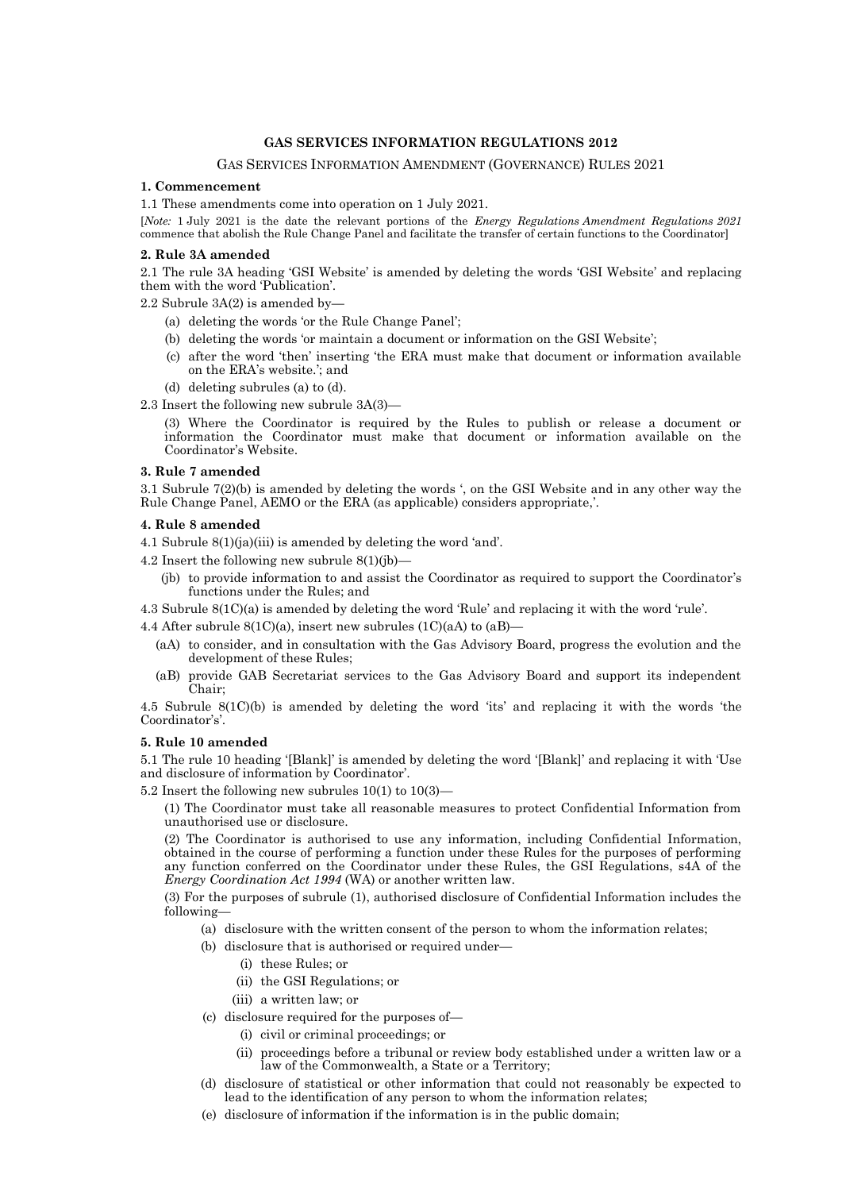**GAS SERVICES INFORMATION REGULATIONS 2012**

GAS SERVICES INFORMATION AMENDMENT (GOVERNANCE) RULES 2021

**1. Commencement**

1.1 These amendments come into operation on 1 July 2021.

[*Note:* 1 July 2021 is the date the relevant portions of the *Energy Regulations Amendment Regulations 2021* commence that abolish the Rule Change Panel and facilitate the transfer of certain functions to the Coordinator]

**2. Rule 3A amended**

2.1 The rule 3A heading 'GSI Website' is amended by deleting the words 'GSI Website' and replacing them with the word 'Publication'.

2.2 Subrule 3A(2) is amended by—

- (a) deleting the words 'or the Rule Change Panel';
- (b) deleting the words 'or maintain a document or information on the GSI Website';
- (c) after the word 'then' inserting 'the ERA must make that document or information available on the ERA's website.'; and
- (d) deleting subrules (a) to (d).

2.3 Insert the following new subrule 3A(3)—

(3) Where the Coordinator is required by the Rules to publish or release a document or information the Coordinator must make that document or information available on the Coordinator's Website.

**3. Rule 7 amended**

3.1 Subrule 7(2)(b) is amended by deleting the words ', on the GSI Website and in any other way the Rule Change Panel, AEMO or the ERA (as applicable) considers appropriate,'.

**4. Rule 8 amended**

4.1 Subrule 8(1)(ja)(iii) is amended by deleting the word 'and'.

4.2 Insert the following new subrule 8(1)(jb)—

(jb) to provide information to and assist the Coordinator as required to support the Coordinator's functions under the Rules; and

4.3 Subrule 8(1C)(a) is amended by deleting the word 'Rule' and replacing it with the word 'rule'.

4.4 After subrule 8(1C)(a), insert new subrules (1C)(aA) to (aB)—

(aA) to consider, and in consultation with the Gas Advisory Board, progress the evolution and the development of these Rules;

(aB) provide GAB Secretariat services to the Gas Advisory Board and support its independent Chair;

4.5 Subrule 8(1C)(b) is amended by deleting the word 'its' and replacing it with the words 'the Coordinator's'.

**5. Rule 10 amended**

5.1 The rule 10 heading '[Blank]' is amended by deleting the word '[Blank]' and replacing it with 'Use and disclosure of information by Coordinator'.

5.2 Insert the following new subrules 10(1) to 10(3)—

(1) The Coordinator must take all reasonable measures to protect Confidential Information from unauthorised use or disclosure.

(2) The Coordinator is authorised to use any information, including Confidential Information, obtained in the course of performing a function under these Rules for the purposes of performing any function conferred on the Coordinator under these Rules, the GSI Regulations, s4A of the *Energy Coordination Act 1994* (WA) or another written law.

(3) For the purposes of subrule (1), authorised disclosure of Confidential Information includes the following—

- (a) disclosure with the written consent of the person to whom the information relates;
- (b) disclosure that is authorised or required under—
  - (i) these Rules; or
  - (ii) the GSI Regulations; or
  - (iii) a written law; or
- (c) disclosure required for the purposes of—
  - (i) civil or criminal proceedings; or
  - (ii) proceedings before a tribunal or review body established under a written law or a law of the Commonwealth, a State or a Territory;
- (d) disclosure of statistical or other information that could not reasonably be expected to lead to the identification of any person to whom the information relates;
- (e) disclosure of information if the information is in the public domain;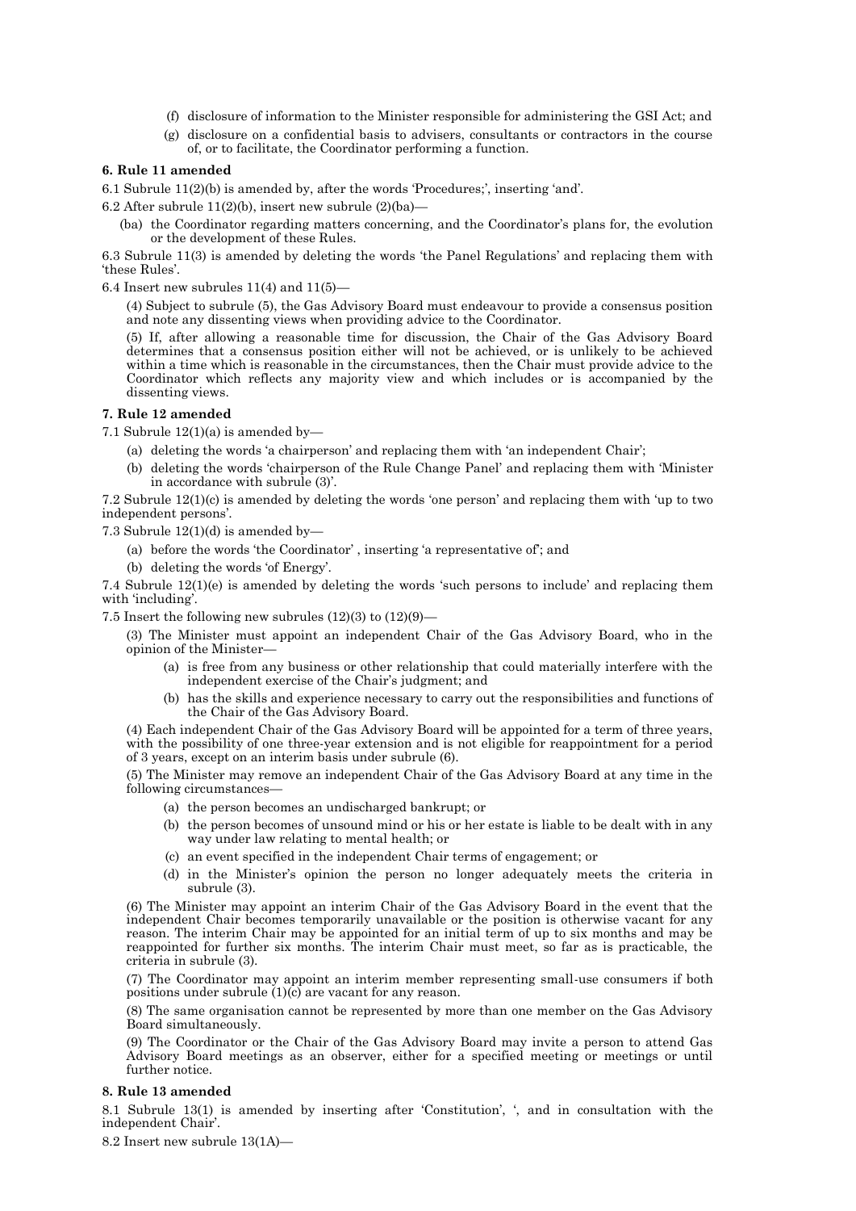(f) disclosure of information to the Minister responsible for administering the GSI Act; and

(g) disclosure on a confidential basis to advisers, consultants or contractors in the course of, or to facilitate, the Coordinator performing a function.

**6. Rule 11 amended**

6.1 Subrule 11(2)(b) is amended by, after the words 'Procedures;', inserting 'and'.

6.2 After subrule 11(2)(b), insert new subrule (2)(ba)—

(ba) the Coordinator regarding matters concerning, and the Coordinator's plans for, the evolution or the development of these Rules.

6.3 Subrule 11(3) is amended by deleting the words 'the Panel Regulations' and replacing them with 'these Rules'.

6.4 Insert new subrules 11(4) and 11(5)—

(4) Subject to subrule (5), the Gas Advisory Board must endeavour to provide a consensus position and note any dissenting views when providing advice to the Coordinator.

(5) If, after allowing a reasonable time for discussion, the Chair of the Gas Advisory Board determines that a consensus position either will not be achieved, or is unlikely to be achieved within a time which is reasonable in the circumstances, then the Chair must provide advice to the Coordinator which reflects any majority view and which includes or is accompanied by the dissenting views.

**7. Rule 12 amended**

7.1 Subrule 12(1)(a) is amended by—

(a) deleting the words 'a chairperson' and replacing them with 'an independent Chair';

(b) deleting the words 'chairperson of the Rule Change Panel' and replacing them with 'Minister in accordance with subrule (3)'.

7.2 Subrule 12(1)(c) is amended by deleting the words 'one person' and replacing them with 'up to two independent persons'.

7.3 Subrule 12(1)(d) is amended by—

(a) before the words 'the Coordinator' , inserting 'a representative of'; and

(b) deleting the words 'of Energy'.

7.4 Subrule 12(1)(e) is amended by deleting the words 'such persons to include' and replacing them with 'including'.

7.5 Insert the following new subrules (12)(3) to (12)(9)—

(3) The Minister must appoint an independent Chair of the Gas Advisory Board, who in the opinion of the Minister—

(a) is free from any business or other relationship that could materially interfere with the independent exercise of the Chair's judgment; and

(b) has the skills and experience necessary to carry out the responsibilities and functions of the Chair of the Gas Advisory Board.

(4) Each independent Chair of the Gas Advisory Board will be appointed for a term of three years, with the possibility of one three-year extension and is not eligible for reappointment for a period of 3 years, except on an interim basis under subrule (6).

(5) The Minister may remove an independent Chair of the Gas Advisory Board at any time in the following circumstances—

(a) the person becomes an undischarged bankrupt; or

(b) the person becomes of unsound mind or his or her estate is liable to be dealt with in any way under law relating to mental health; or

(c) an event specified in the independent Chair terms of engagement; or

(d) in the Minister's opinion the person no longer adequately meets the criteria in subrule (3).

(6) The Minister may appoint an interim Chair of the Gas Advisory Board in the event that the independent Chair becomes temporarily unavailable or the position is otherwise vacant for any reason. The interim Chair may be appointed for an initial term of up to six months and may be reappointed for further six months. The interim Chair must meet, so far as is practicable, the criteria in subrule (3).

(7) The Coordinator may appoint an interim member representing small-use consumers if both positions under subrule (1)(c) are vacant for any reason.

(8) The same organisation cannot be represented by more than one member on the Gas Advisory Board simultaneously.

(9) The Coordinator or the Chair of the Gas Advisory Board may invite a person to attend Gas Advisory Board meetings as an observer, either for a specified meeting or meetings or until further notice.

**8. Rule 13 amended**

8.1 Subrule 13(1) is amended by inserting after 'Constitution', ', and in consultation with the independent Chair'.

8.2 Insert new subrule 13(1A)—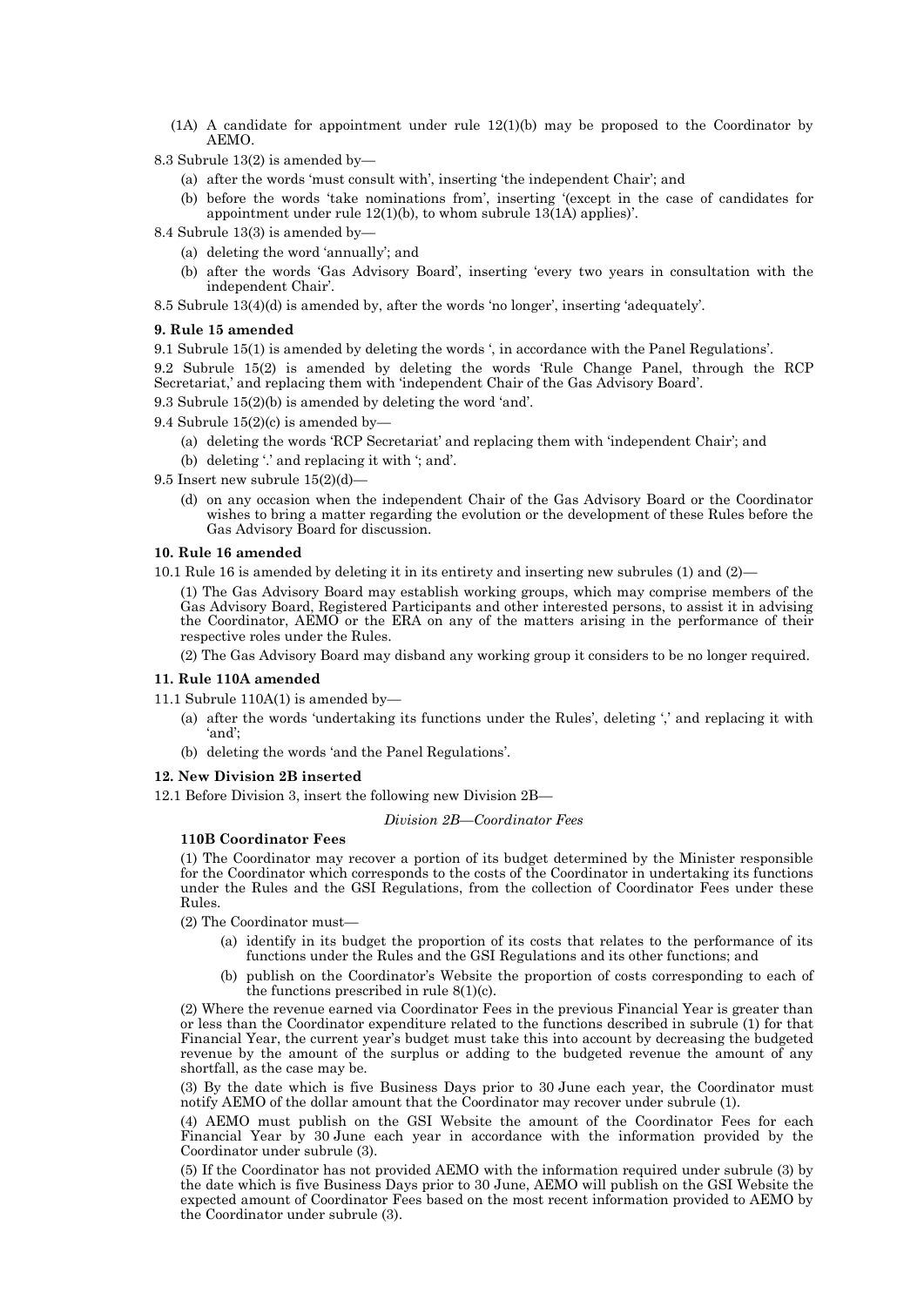(1A) A candidate for appointment under rule 12(1)(b) may be proposed to the Coordinator by AEMO.

8.3 Subrule 13(2) is amended by—

(a) after the words 'must consult with', inserting 'the independent Chair'; and

(b) before the words 'take nominations from', inserting '(except in the case of candidates for appointment under rule 12(1)(b), to whom subrule 13(1A) applies)'.

8.4 Subrule 13(3) is amended by—

(a) deleting the word 'annually'; and

(b) after the words 'Gas Advisory Board', inserting 'every two years in consultation with the independent Chair'.

8.5 Subrule 13(4)(d) is amended by, after the words 'no longer', inserting 'adequately'.

**9. Rule 15 amended**

9.1 Subrule 15(1) is amended by deleting the words ', in accordance with the Panel Regulations'.

9.2 Subrule 15(2) is amended by deleting the words 'Rule Change Panel, through the RCP Secretariat,' and replacing them with 'independent Chair of the Gas Advisory Board'.

9.3 Subrule 15(2)(b) is amended by deleting the word 'and'.

9.4 Subrule 15(2)(c) is amended by—

(a) deleting the words 'RCP Secretariat' and replacing them with 'independent Chair'; and

(b) deleting '.' and replacing it with '; and'.

9.5 Insert new subrule 15(2)(d)—

(d) on any occasion when the independent Chair of the Gas Advisory Board or the Coordinator wishes to bring a matter regarding the evolution or the development of these Rules before the Gas Advisory Board for discussion.

**10. Rule 16 amended**

10.1 Rule 16 is amended by deleting it in its entirety and inserting new subrules (1) and (2)—

(1) The Gas Advisory Board may establish working groups, which may comprise members of the Gas Advisory Board, Registered Participants and other interested persons, to assist it in advising the Coordinator, AEMO or the ERA on any of the matters arising in the performance of their respective roles under the Rules.

(2) The Gas Advisory Board may disband any working group it considers to be no longer required.

**11. Rule 110A amended**

11.1 Subrule 110A(1) is amended by—

(a) after the words 'undertaking its functions under the Rules', deleting ',' and replacing it with 'and';

(b) deleting the words 'and the Panel Regulations'.

**12. New Division 2B inserted**

12.1 Before Division 3, insert the following new Division 2B—

*Division 2B—Coordinator Fees*

**110B Coordinator Fees**

(1) The Coordinator may recover a portion of its budget determined by the Minister responsible for the Coordinator which corresponds to the costs of the Coordinator in undertaking its functions under the Rules and the GSI Regulations, from the collection of Coordinator Fees under these Rules.

(2) The Coordinator must—

(a) identify in its budget the proportion of its costs that relates to the performance of its functions under the Rules and the GSI Regulations and its other functions; and

(b) publish on the Coordinator's Website the proportion of costs corresponding to each of the functions prescribed in rule 8(1)(c).

(2) Where the revenue earned via Coordinator Fees in the previous Financial Year is greater than or less than the Coordinator expenditure related to the functions described in subrule (1) for that Financial Year, the current year's budget must take this into account by decreasing the budgeted revenue by the amount of the surplus or adding to the budgeted revenue the amount of any shortfall, as the case may be.

(3) By the date which is five Business Days prior to 30 June each year, the Coordinator must notify AEMO of the dollar amount that the Coordinator may recover under subrule (1).

(4) AEMO must publish on the GSI Website the amount of the Coordinator Fees for each Financial Year by 30 June each year in accordance with the information provided by the Coordinator under subrule (3).

(5) If the Coordinator has not provided AEMO with the information required under subrule (3) by the date which is five Business Days prior to 30 June, AEMO will publish on the GSI Website the expected amount of Coordinator Fees based on the most recent information provided to AEMO by the Coordinator under subrule (3).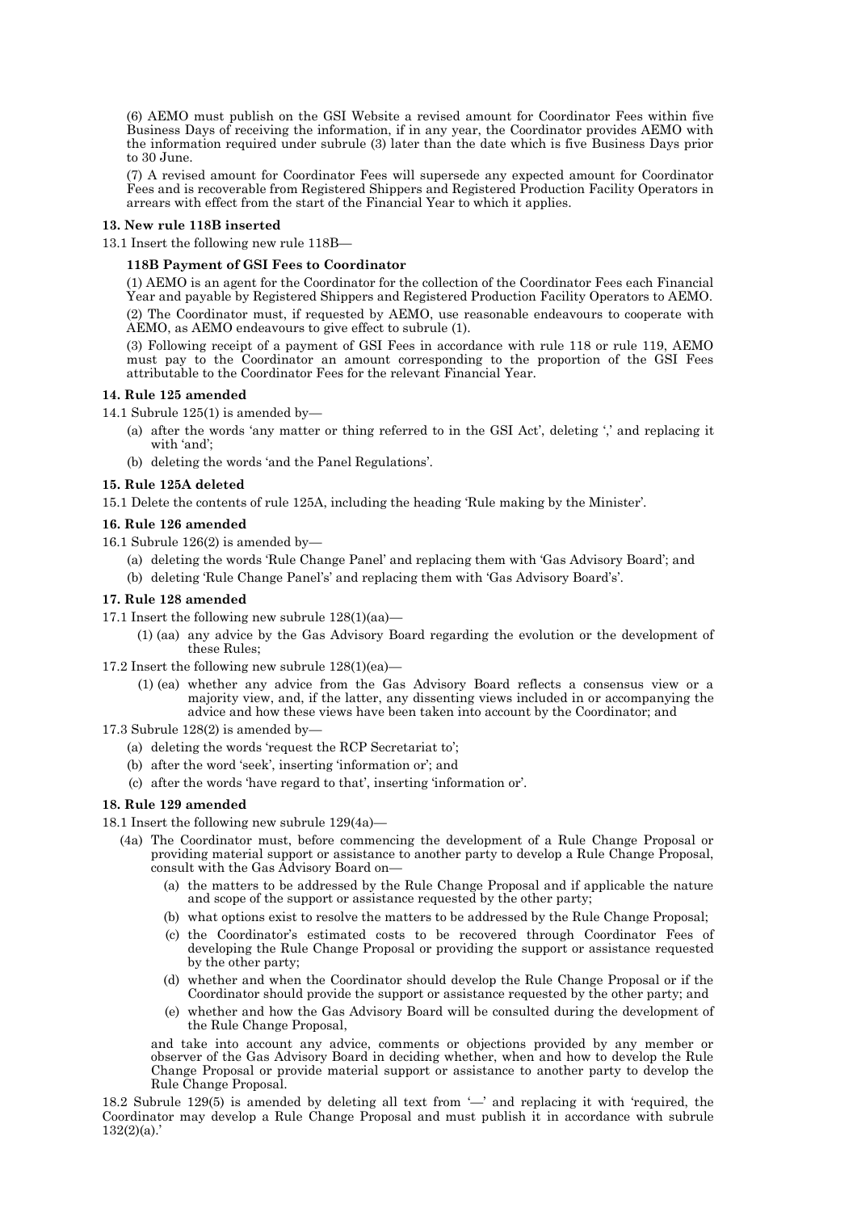(6) AEMO must publish on the GSI Website a revised amount for Coordinator Fees within five Business Days of receiving the information, if in any year, the Coordinator provides AEMO with the information required under subrule (3) later than the date which is five Business Days prior to 30 June.

(7) A revised amount for Coordinator Fees will supersede any expected amount for Coordinator Fees and is recoverable from Registered Shippers and Registered Production Facility Operators in arrears with effect from the start of the Financial Year to which it applies.

**13. New rule 118B inserted**

13.1 Insert the following new rule 118B—

**118B Payment of GSI Fees to Coordinator**

(1) AEMO is an agent for the Coordinator for the collection of the Coordinator Fees each Financial Year and payable by Registered Shippers and Registered Production Facility Operators to AEMO.

(2) The Coordinator must, if requested by AEMO, use reasonable endeavours to cooperate with AEMO, as AEMO endeavours to give effect to subrule (1).

(3) Following receipt of a payment of GSI Fees in accordance with rule 118 or rule 119, AEMO must pay to the Coordinator an amount corresponding to the proportion of the GSI Fees attributable to the Coordinator Fees for the relevant Financial Year.

**14. Rule 125 amended**

14.1 Subrule 125(1) is amended by—

(a) after the words 'any matter or thing referred to in the GSI Act', deleting ',' and replacing it with 'and';

(b) deleting the words 'and the Panel Regulations'.

**15. Rule 125A deleted**

15.1 Delete the contents of rule 125A, including the heading 'Rule making by the Minister'.

**16. Rule 126 amended**

16.1 Subrule 126(2) is amended by—

(a) deleting the words 'Rule Change Panel' and replacing them with 'Gas Advisory Board'; and

(b) deleting 'Rule Change Panel's' and replacing them with 'Gas Advisory Board's'.

**17. Rule 128 amended**

17.1 Insert the following new subrule 128(1)(aa)—

(1) (aa) any advice by the Gas Advisory Board regarding the evolution or the development of these Rules;

17.2 Insert the following new subrule 128(1)(ea)—

(1) (ea) whether any advice from the Gas Advisory Board reflects a consensus view or a majority view, and, if the latter, any dissenting views included in or accompanying the advice and how these views have been taken into account by the Coordinator; and

17.3 Subrule 128(2) is amended by—

(a) deleting the words 'request the RCP Secretariat to';

(b) after the word 'seek', inserting 'information or'; and

(c) after the words 'have regard to that', inserting 'information or'.

**18. Rule 129 amended**

18.1 Insert the following new subrule 129(4a)—

(4a) The Coordinator must, before commencing the development of a Rule Change Proposal or providing material support or assistance to another party to develop a Rule Change Proposal, consult with the Gas Advisory Board on—

(a) the matters to be addressed by the Rule Change Proposal and if applicable the nature and scope of the support or assistance requested by the other party;

(b) what options exist to resolve the matters to be addressed by the Rule Change Proposal;

(c) the Coordinator's estimated costs to be recovered through Coordinator Fees of developing the Rule Change Proposal or providing the support or assistance requested by the other party;

(d) whether and when the Coordinator should develop the Rule Change Proposal or if the Coordinator should provide the support or assistance requested by the other party; and

(e) whether and how the Gas Advisory Board will be consulted during the development of the Rule Change Proposal,

and take into account any advice, comments or objections provided by any member or observer of the Gas Advisory Board in deciding whether, when and how to develop the Rule Change Proposal or provide material support or assistance to another party to develop the Rule Change Proposal.

18.2 Subrule 129(5) is amended by deleting all text from '—' and replacing it with 'required, the Coordinator may develop a Rule Change Proposal and must publish it in accordance with subrule 132(2)(a).'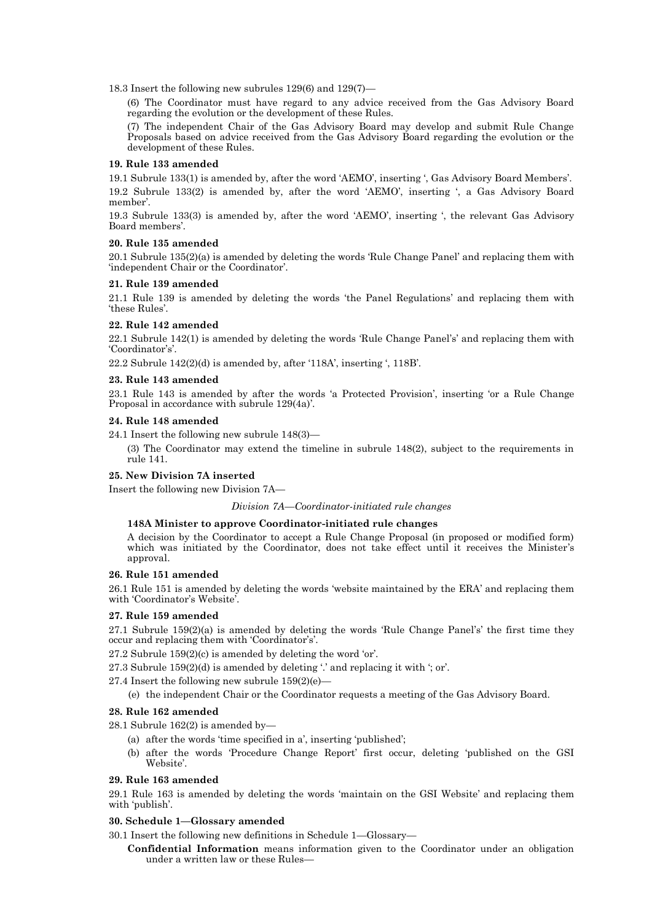18.3 Insert the following new subrules 129(6) and 129(7)—

(6) The Coordinator must have regard to any advice received from the Gas Advisory Board regarding the evolution or the development of these Rules.

(7) The independent Chair of the Gas Advisory Board may develop and submit Rule Change Proposals based on advice received from the Gas Advisory Board regarding the evolution or the development of these Rules.

**19. Rule 133 amended**

19.1 Subrule 133(1) is amended by, after the word 'AEMO', inserting ', Gas Advisory Board Members'.

19.2 Subrule 133(2) is amended by, after the word 'AEMO', inserting ', a Gas Advisory Board member'.

19.3 Subrule 133(3) is amended by, after the word 'AEMO', inserting ', the relevant Gas Advisory Board members'.

**20. Rule 135 amended**

20.1 Subrule 135(2)(a) is amended by deleting the words 'Rule Change Panel' and replacing them with 'independent Chair or the Coordinator'.

**21. Rule 139 amended**

21.1 Rule 139 is amended by deleting the words 'the Panel Regulations' and replacing them with 'these Rules'.

**22. Rule 142 amended**

22.1 Subrule 142(1) is amended by deleting the words 'Rule Change Panel's' and replacing them with 'Coordinator's'.

22.2 Subrule 142(2)(d) is amended by, after '118A', inserting ', 118B'.

**23. Rule 143 amended**

23.1 Rule 143 is amended by after the words 'a Protected Provision', inserting 'or a Rule Change Proposal in accordance with subrule 129(4a)'.

**24. Rule 148 amended**

24.1 Insert the following new subrule 148(3)—

(3) The Coordinator may extend the timeline in subrule 148(2), subject to the requirements in rule 141.

**25. New Division 7A inserted**

Insert the following new Division 7A—

*Division 7A—Coordinator-initiated rule changes*

**148A Minister to approve Coordinator-initiated rule changes**

A decision by the Coordinator to accept a Rule Change Proposal (in proposed or modified form) which was initiated by the Coordinator, does not take effect until it receives the Minister's approval.

**26. Rule 151 amended**

26.1 Rule 151 is amended by deleting the words 'website maintained by the ERA' and replacing them with 'Coordinator's Website'.

**27. Rule 159 amended**

27.1 Subrule 159(2)(a) is amended by deleting the words 'Rule Change Panel's' the first time they occur and replacing them with 'Coordinator's'.

27.2 Subrule 159(2)(c) is amended by deleting the word 'or'.

27.3 Subrule 159(2)(d) is amended by deleting '.' and replacing it with '; or'.

27.4 Insert the following new subrule 159(2)(e)—

(e) the independent Chair or the Coordinator requests a meeting of the Gas Advisory Board.

**28. Rule 162 amended**

28.1 Subrule 162(2) is amended by—

(a) after the words 'time specified in a', inserting 'published';

(b) after the words 'Procedure Change Report' first occur, deleting 'published on the GSI Website'.

**29. Rule 163 amended**

29.1 Rule 163 is amended by deleting the words 'maintain on the GSI Website' and replacing them with 'publish'.

**30. Schedule 1—Glossary amended**

30.1 Insert the following new definitions in Schedule 1—Glossary—

**Confidential Information** means information given to the Coordinator under an obligation under a written law or these Rules—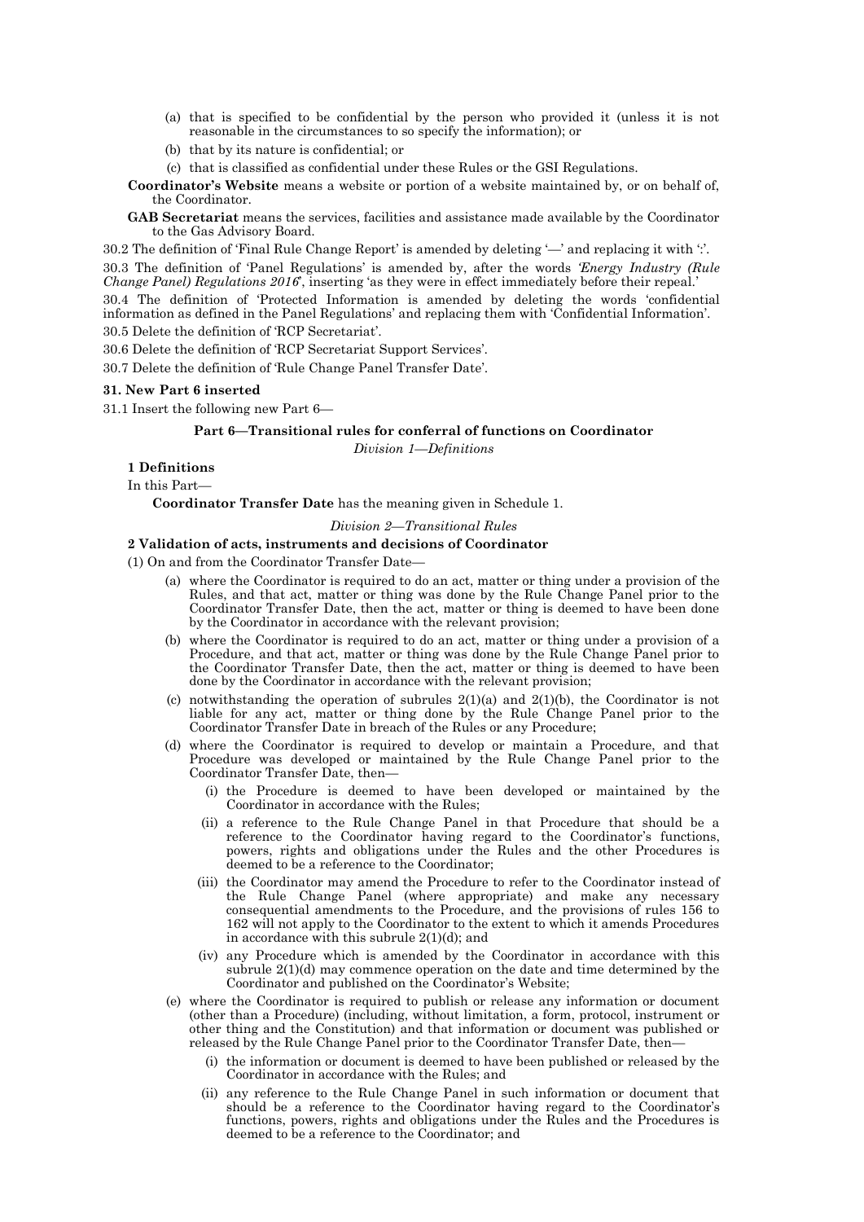(a) that is specified to be confidential by the person who provided it (unless it is not reasonable in the circumstances to so specify the information); or

(b) that by its nature is confidential; or

(c) that is classified as confidential under these Rules or the GSI Regulations.

**Coordinator's Website** means a website or portion of a website maintained by, or on behalf of, the Coordinator.

**GAB Secretariat** means the services, facilities and assistance made available by the Coordinator to the Gas Advisory Board.

30.2 The definition of 'Final Rule Change Report' is amended by deleting '—' and replacing it with ':'.

30.3 The definition of 'Panel Regulations' is amended by, after the words *'Energy Industry (Rule Change Panel) Regulations 2016*', inserting 'as they were in effect immediately before their repeal.'

30.4 The definition of 'Protected Information is amended by deleting the words 'confidential information as defined in the Panel Regulations' and replacing them with 'Confidential Information'.

30.5 Delete the definition of 'RCP Secretariat'.

30.6 Delete the definition of 'RCP Secretariat Support Services'.

30.7 Delete the definition of 'Rule Change Panel Transfer Date'.

**31. New Part 6 inserted**

31.1 Insert the following new Part 6—

**Part 6—Transitional rules for conferral of functions on Coordinator**

*Division 1—Definitions*

**1 Definitions**

In this Part—

**Coordinator Transfer Date** has the meaning given in Schedule 1.

*Division 2—Transitional Rules*

**2 Validation of acts, instruments and decisions of Coordinator**

(1) On and from the Coordinator Transfer Date—

(a) where the Coordinator is required to do an act, matter or thing under a provision of the Rules, and that act, matter or thing was done by the Rule Change Panel prior to the Coordinator Transfer Date, then the act, matter or thing is deemed to have been done by the Coordinator in accordance with the relevant provision;

(b) where the Coordinator is required to do an act, matter or thing under a provision of a Procedure, and that act, matter or thing was done by the Rule Change Panel prior to the Coordinator Transfer Date, then the act, matter or thing is deemed to have been done by the Coordinator in accordance with the relevant provision;

(c) notwithstanding the operation of subrules 2(1)(a) and 2(1)(b), the Coordinator is not liable for any act, matter or thing done by the Rule Change Panel prior to the Coordinator Transfer Date in breach of the Rules or any Procedure;

(d) where the Coordinator is required to develop or maintain a Procedure, and that Procedure was developed or maintained by the Rule Change Panel prior to the Coordinator Transfer Date, then—

(i) the Procedure is deemed to have been developed or maintained by the Coordinator in accordance with the Rules;

(ii) a reference to the Rule Change Panel in that Procedure that should be a reference to the Coordinator having regard to the Coordinator's functions, powers, rights and obligations under the Rules and the other Procedures is deemed to be a reference to the Coordinator;

(iii) the Coordinator may amend the Procedure to refer to the Coordinator instead of the Rule Change Panel (where appropriate) and make any necessary consequential amendments to the Procedure, and the provisions of rules 156 to 162 will not apply to the Coordinator to the extent to which it amends Procedures in accordance with this subrule 2(1)(d); and

(iv) any Procedure which is amended by the Coordinator in accordance with this subrule 2(1)(d) may commence operation on the date and time determined by the Coordinator and published on the Coordinator's Website;

(e) where the Coordinator is required to publish or release any information or document (other than a Procedure) (including, without limitation, a form, protocol, instrument or other thing and the Constitution) and that information or document was published or released by the Rule Change Panel prior to the Coordinator Transfer Date, then—

(i) the information or document is deemed to have been published or released by the Coordinator in accordance with the Rules; and

(ii) any reference to the Rule Change Panel in such information or document that should be a reference to the Coordinator having regard to the Coordinator's functions, powers, rights and obligations under the Rules and the Procedures is deemed to be a reference to the Coordinator; and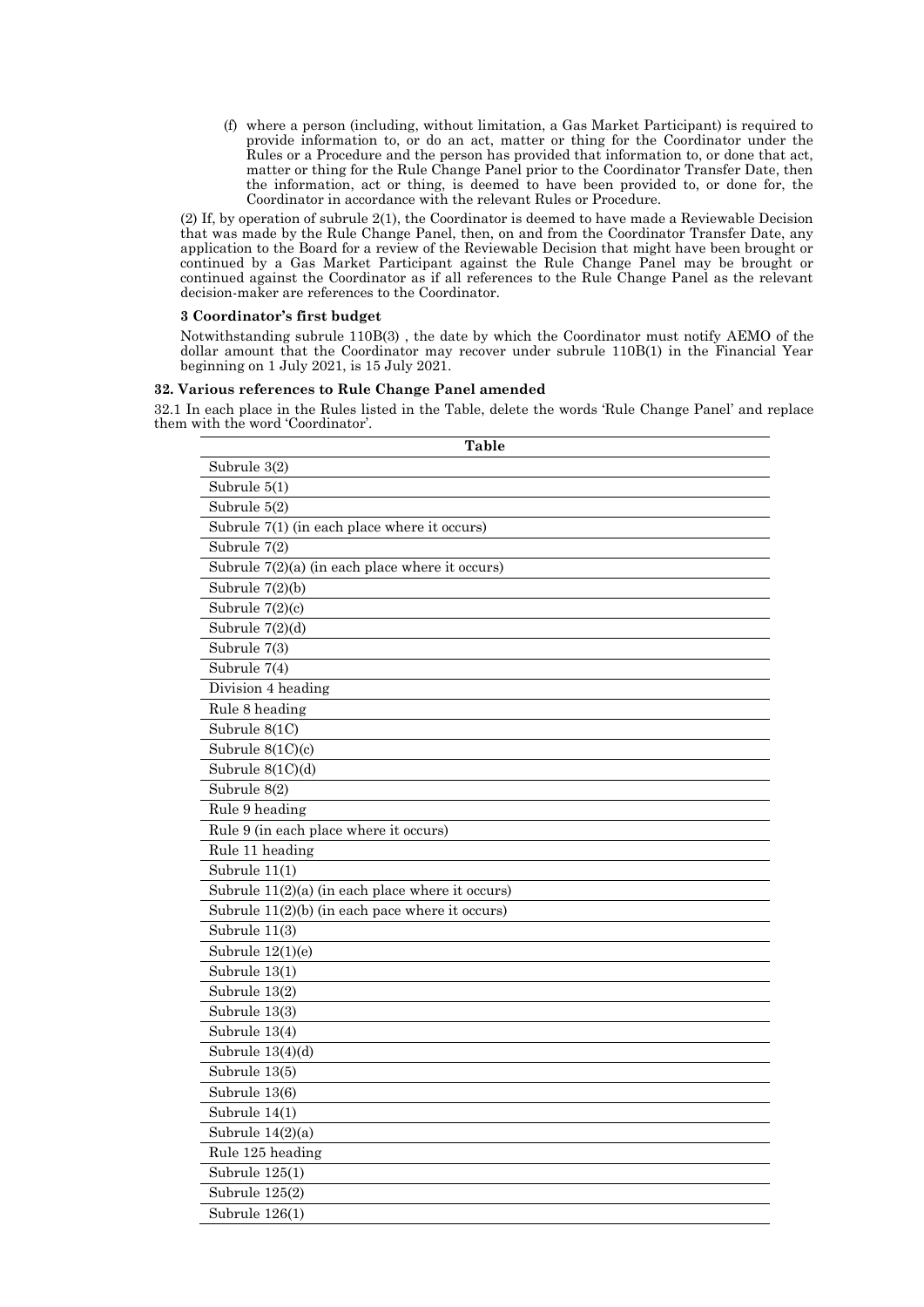(f) where a person (including, without limitation, a Gas Market Participant) is required to provide information to, or do an act, matter or thing for the Coordinator under the Rules or a Procedure and the person has provided that information to, or done that act, matter or thing for the Rule Change Panel prior to the Coordinator Transfer Date, then the information, act or thing, is deemed to have been provided to, or done for, the Coordinator in accordance with the relevant Rules or Procedure.

(2) If, by operation of subrule 2(1), the Coordinator is deemed to have made a Reviewable Decision that was made by the Rule Change Panel, then, on and from the Coordinator Transfer Date, any application to the Board for a review of the Reviewable Decision that might have been brought or continued by a Gas Market Participant against the Rule Change Panel may be brought or continued against the Coordinator as if all references to the Rule Change Panel as the relevant decision-maker are references to the Coordinator.

**3 Coordinator's first budget**

Notwithstanding subrule 110B(3) , the date by which the Coordinator must notify AEMO of the dollar amount that the Coordinator may recover under subrule 110B(1) in the Financial Year beginning on 1 July 2021, is 15 July 2021.

**32. Various references to Rule Change Panel amended**

32.1 In each place in the Rules listed in the Table, delete the words 'Rule Change Panel' and replace them with the word 'Coordinator'.

| Table |
| --- |
| Subrule 3(2) |
| Subrule 5(1) |
| Subrule 5(2) |
| Subrule 7(1) (in each place where it occurs) |
| Subrule 7(2) |
| Subrule 7(2)(a) (in each place where it occurs) |
| Subrule 7(2)(b) |
| Subrule 7(2)(c) |
| Subrule 7(2)(d) |
| Subrule 7(3) |
| Subrule 7(4) |
| Division 4 heading |
| Rule 8 heading |
| Subrule 8(1C) |
| Subrule 8(1C)(c) |
| Subrule 8(1C)(d) |
| Subrule 8(2) |
| Rule 9 heading |
| Rule 9 (in each place where it occurs) |
| Rule 11 heading |
| Subrule 11(1) |
| Subrule 11(2)(a) (in each place where it occurs) |
| Subrule 11(2)(b) (in each pace where it occurs) |
| Subrule 11(3) |
| Subrule 12(1)(e) |
| Subrule 13(1) |
| Subrule 13(2) |
| Subrule 13(3) |
| Subrule 13(4) |
| Subrule 13(4)(d) |
| Subrule 13(5) |
| Subrule 13(6) |
| Subrule 14(1) |
| Subrule 14(2)(a) |
| Rule 125 heading |
| Subrule 125(1) |
| Subrule 125(2) |
| Subrule 126(1) |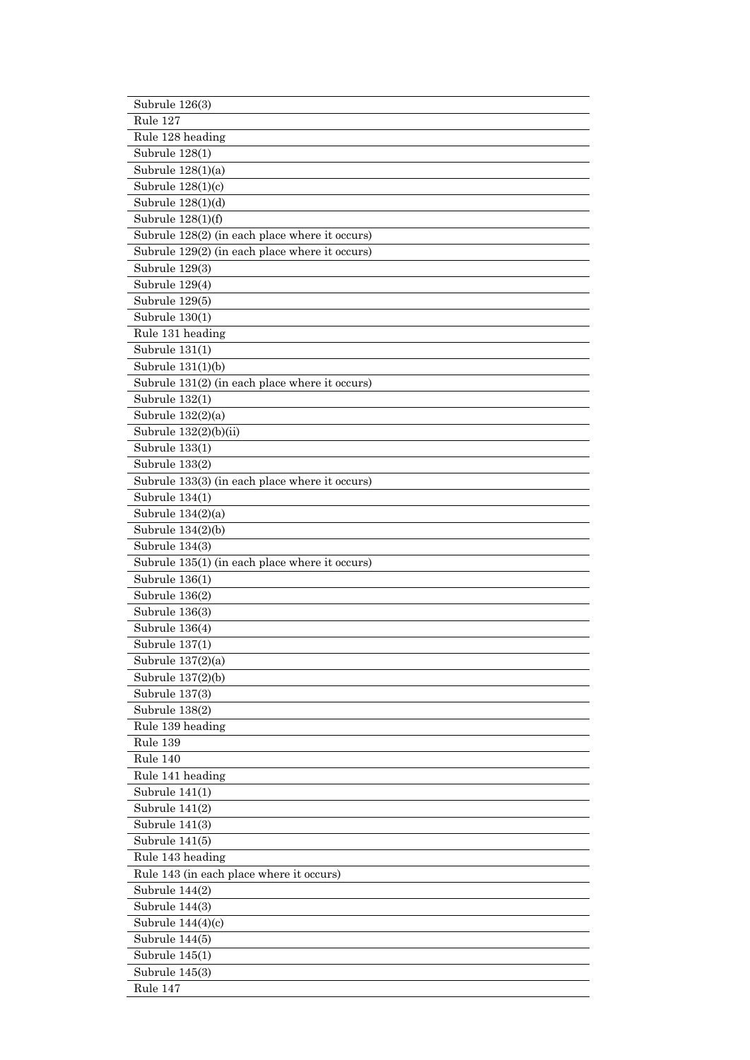| Subrule 126(3) |
|---|
| Rule 127 |
| Rule 128 heading |
| Subrule 128(1) |
| Subrule 128(1)(a) |
| Subrule 128(1)(c) |
| Subrule 128(1)(d) |
| Subrule 128(1)(f) |
| Subrule 128(2) (in each place where it occurs) |
| Subrule 129(2) (in each place where it occurs) |
| Subrule 129(3) |
| Subrule 129(4) |
| Subrule 129(5) |
| Subrule 130(1) |
| Rule 131 heading |
| Subrule 131(1) |
| Subrule 131(1)(b) |
| Subrule 131(2) (in each place where it occurs) |
| Subrule 132(1) |
| Subrule 132(2)(a) |
| Subrule 132(2)(b)(ii) |
| Subrule 133(1) |
| Subrule 133(2) |
| Subrule 133(3) (in each place where it occurs) |
| Subrule 134(1) |
| Subrule 134(2)(a) |
| Subrule 134(2)(b) |
| Subrule 134(3) |
| Subrule 135(1) (in each place where it occurs) |
| Subrule 136(1) |
| Subrule 136(2) |
| Subrule 136(3) |
| Subrule 136(4) |
| Subrule 137(1) |
| Subrule 137(2)(a) |
| Subrule 137(2)(b) |
| Subrule 137(3) |
| Subrule 138(2) |
| Rule 139 heading |
| Rule 139 |
| Rule 140 |
| Rule 141 heading |
| Subrule 141(1) |
| Subrule 141(2) |
| Subrule 141(3) |
| Subrule 141(5) |
| Rule 143 heading |
| Rule 143 (in each place where it occurs) |
| Subrule 144(2) |
| Subrule 144(3) |
| Subrule 144(4)(c) |
| Subrule 144(5) |
| Subrule 145(1) |
| Subrule 145(3) |
| Rule 147 |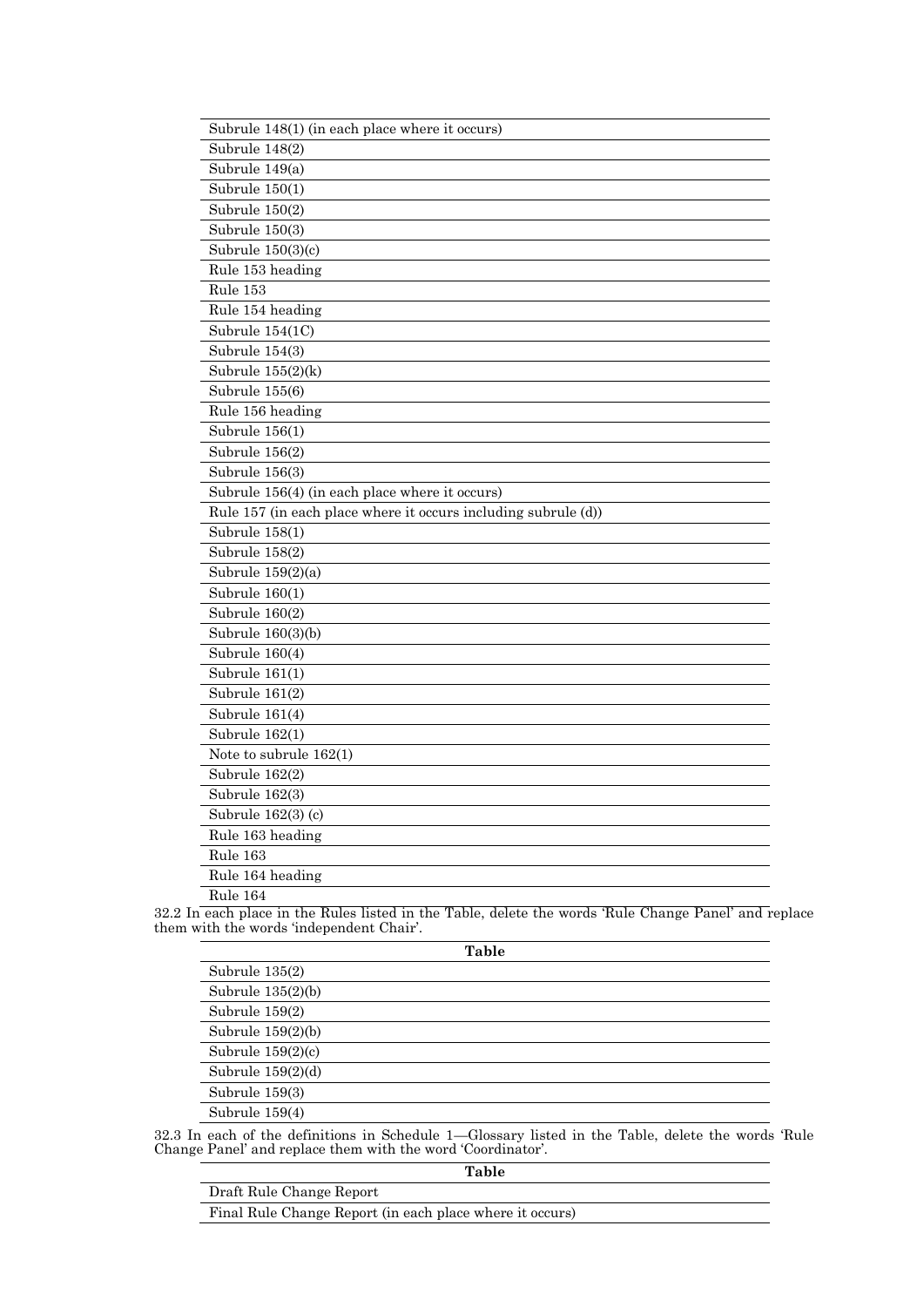| |
|---|
| Subrule 148(1) (in each place where it occurs) |
| Subrule 148(2) |
| Subrule 149(a) |
| Subrule 150(1) |
| Subrule 150(2) |
| Subrule 150(3) |
| Subrule 150(3)(c) |
| Rule 153 heading |
| Rule 153 |
| Rule 154 heading |
| Subrule 154(1C) |
| Subrule 154(3) |
| Subrule 155(2)(k) |
| Subrule 155(6) |
| Rule 156 heading |
| Subrule 156(1) |
| Subrule 156(2) |
| Subrule 156(3) |
| Subrule 156(4) (in each place where it occurs) |
| Rule 157 (in each place where it occurs including subrule (d)) |
| Subrule 158(1) |
| Subrule 158(2) |
| Subrule 159(2)(a) |
| Subrule 160(1) |
| Subrule 160(2) |
| Subrule 160(3)(b) |
| Subrule 160(4) |
| Subrule 161(1) |
| Subrule 161(2) |
| Subrule 161(4) |
| Subrule 162(1) |
| Note to subrule 162(1) |
| Subrule 162(2) |
| Subrule 162(3) |
| Subrule 162(3) (c) |
| Rule 163 heading |
| Rule 163 |
| Rule 164 heading |
| Rule 164 |

32.2 In each place in the Rules listed in the Table, delete the words 'Rule Change Panel' and replace them with the words 'independent Chair'.

| Table |
|---|
| Subrule 135(2) |
| Subrule 135(2)(b) |
| Subrule 159(2) |
| Subrule 159(2)(b) |
| Subrule 159(2)(c) |
| Subrule 159(2)(d) |
| Subrule 159(3) |
| Subrule 159(4) |

32.3 In each of the definitions in Schedule 1—Glossary listed in the Table, delete the words 'Rule Change Panel' and replace them with the word 'Coordinator'.

| Table |
|---|
| Draft Rule Change Report |
| Final Rule Change Report (in each place where it occurs) |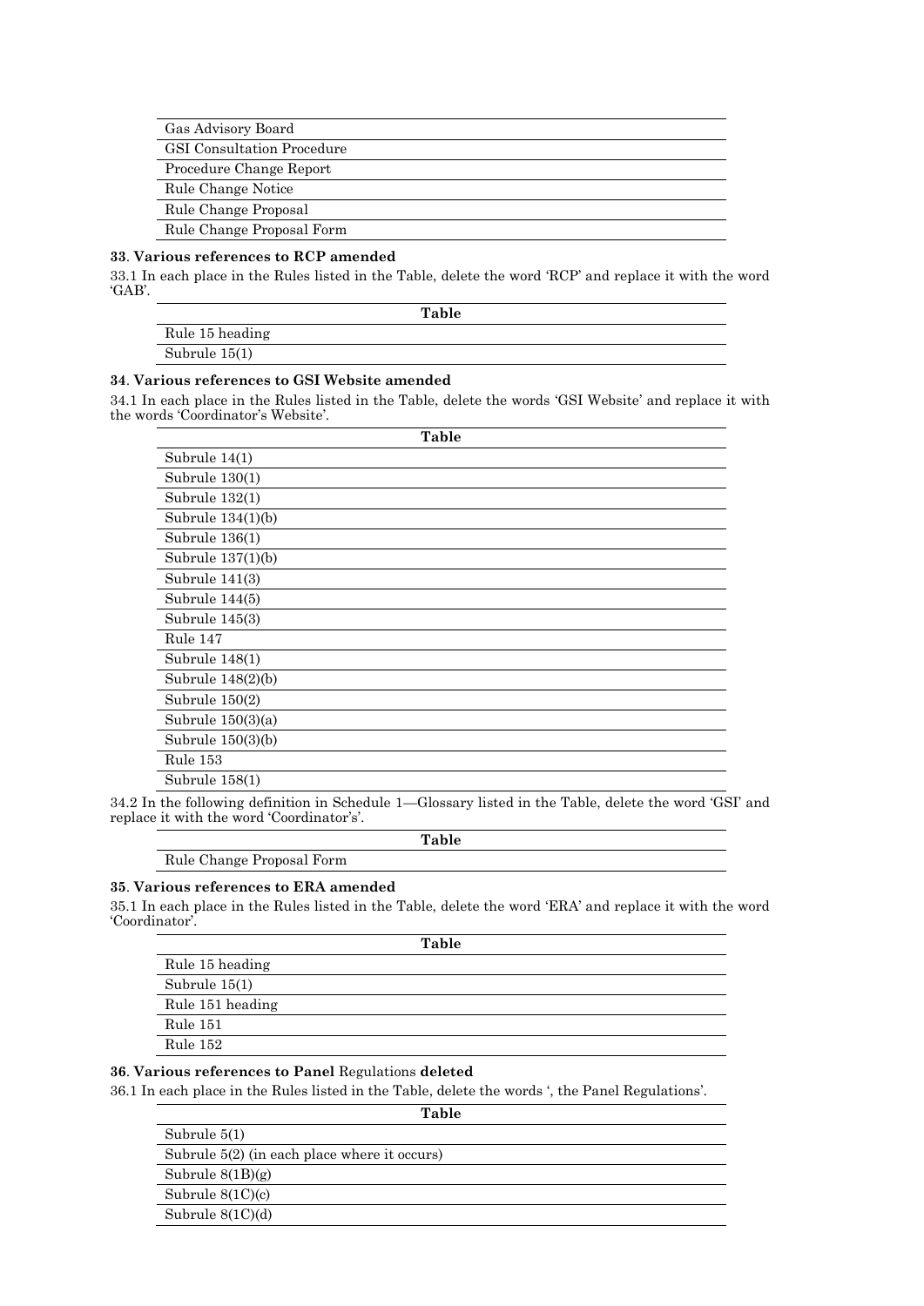| |
|---|
| Gas Advisory Board |
| GSI Consultation Procedure |
| Procedure Change Report |
| Rule Change Notice |
| Rule Change Proposal |
| Rule Change Proposal Form |

**33. Various references to RCP amended**

33.1 In each place in the Rules listed in the Table, delete the word 'RCP' and replace it with the word 'GAB'.

| Table |
|---|
| Rule 15 heading |
| Subrule 15(1) |

**34. Various references to GSI Website amended**

34.1 In each place in the Rules listed in the Table, delete the words 'GSI Website' and replace it with the words 'Coordinator's Website'.

| Table |
|---|
| Subrule 14(1) |
| Subrule 130(1) |
| Subrule 132(1) |
| Subrule 134(1)(b) |
| Subrule 136(1) |
| Subrule 137(1)(b) |
| Subrule 141(3) |
| Subrule 144(5) |
| Subrule 145(3) |
| Rule 147 |
| Subrule 148(1) |
| Subrule 148(2)(b) |
| Subrule 150(2) |
| Subrule 150(3)(a) |
| Subrule 150(3)(b) |
| Rule 153 |
| Subrule 158(1) |

34.2 In the following definition in Schedule 1—Glossary listed in the Table, delete the word 'GSI' and replace it with the word 'Coordinator's'.

| Table |
|---|
| Rule Change Proposal Form |

**35. Various references to ERA amended**

35.1 In each place in the Rules listed in the Table, delete the word 'ERA' and replace it with the word 'Coordinator'.

| Table |
|---|
| Rule 15 heading |
| Subrule 15(1) |
| Rule 151 heading |
| Rule 151 |
| Rule 152 |

**36. Various references to Panel** Regulations **deleted**

36.1 In each place in the Rules listed in the Table, delete the words ', the Panel Regulations'.

| Table |
|---|
| Subrule 5(1) |
| Subrule 5(2) (in each place where it occurs) |
| Subrule 8(1B)(g) |
| Subrule 8(1C)(c) |
| Subrule 8(1C)(d) |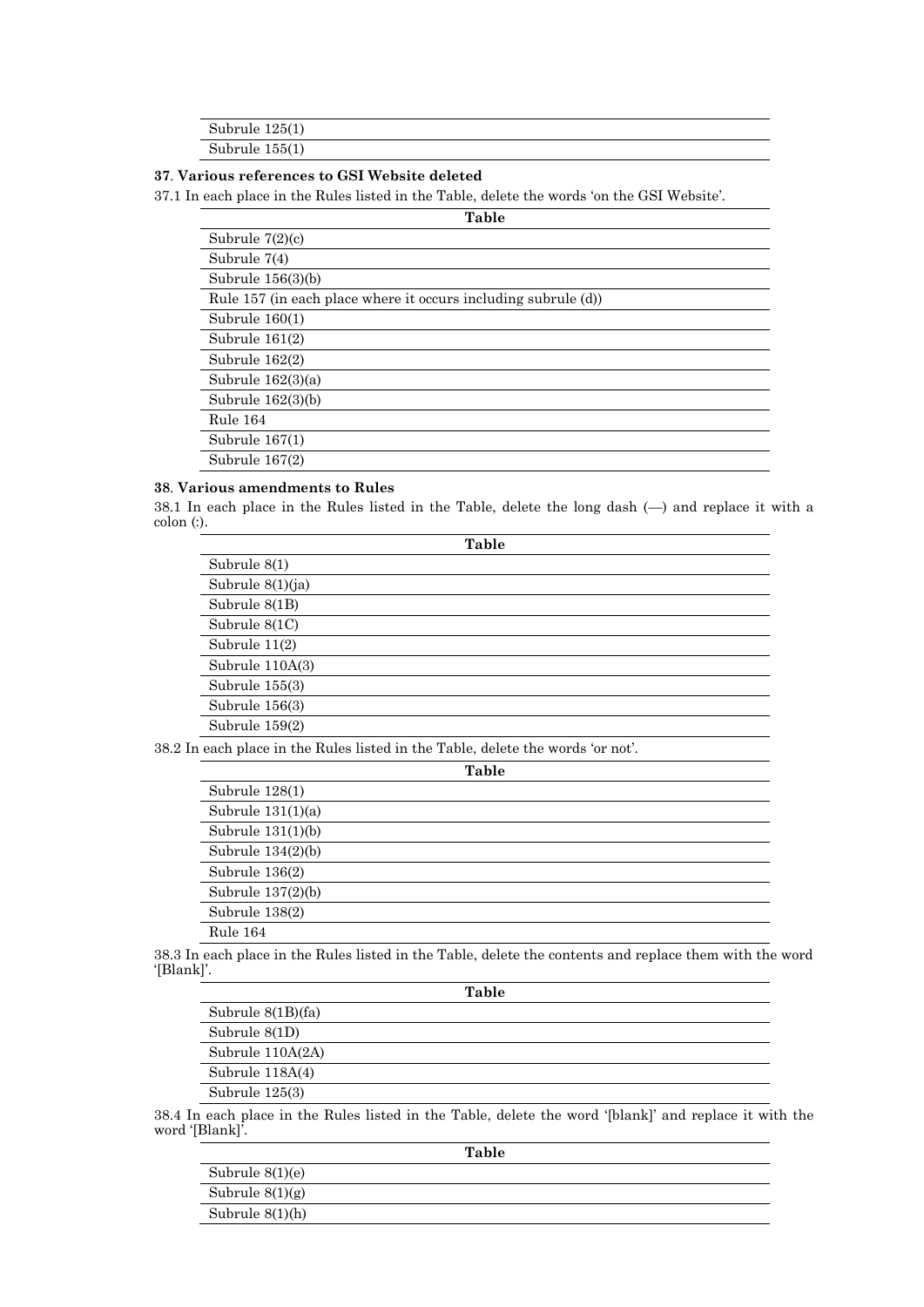| |
|---|
| Subrule 125(1) |
| Subrule 155(1) |

**37**. **Various references to GSI Website deleted**

37.1 In each place in the Rules listed in the Table, delete the words 'on the GSI Website'.

| Table |
|---|
| Subrule 7(2)(c) |
| Subrule 7(4) |
| Subrule 156(3)(b) |
| Rule 157 (in each place where it occurs including subrule (d)) |
| Subrule 160(1) |
| Subrule 161(2) |
| Subrule 162(2) |
| Subrule 162(3)(a) |
| Subrule 162(3)(b) |
| Rule 164 |
| Subrule 167(1) |
| Subrule 167(2) |

**38**. **Various amendments to Rules**

38.1 In each place in the Rules listed in the Table, delete the long dash (—) and replace it with a colon (:).

| Table |
|---|
| Subrule 8(1) |
| Subrule 8(1)(ja) |
| Subrule 8(1B) |
| Subrule 8(1C) |
| Subrule 11(2) |
| Subrule 110A(3) |
| Subrule 155(3) |
| Subrule 156(3) |
| Subrule 159(2) |

38.2 In each place in the Rules listed in the Table, delete the words 'or not'.

| Table |
|---|
| Subrule 128(1) |
| Subrule 131(1)(a) |
| Subrule 131(1)(b) |
| Subrule 134(2)(b) |
| Subrule 136(2) |
| Subrule 137(2)(b) |
| Subrule 138(2) |
| Rule 164 |

38.3 In each place in the Rules listed in the Table, delete the contents and replace them with the word '[Blank]'.

| Table |
|---|
| Subrule 8(1B)(fa) |
| Subrule 8(1D) |
| Subrule 110A(2A) |
| Subrule 118A(4) |
| Subrule 125(3) |

38.4 In each place in the Rules listed in the Table, delete the word '[blank]' and replace it with the word '[Blank]'.

| Table |
|---|
| Subrule 8(1)(e) |
| Subrule 8(1)(g) |
| Subrule 8(1)(h) |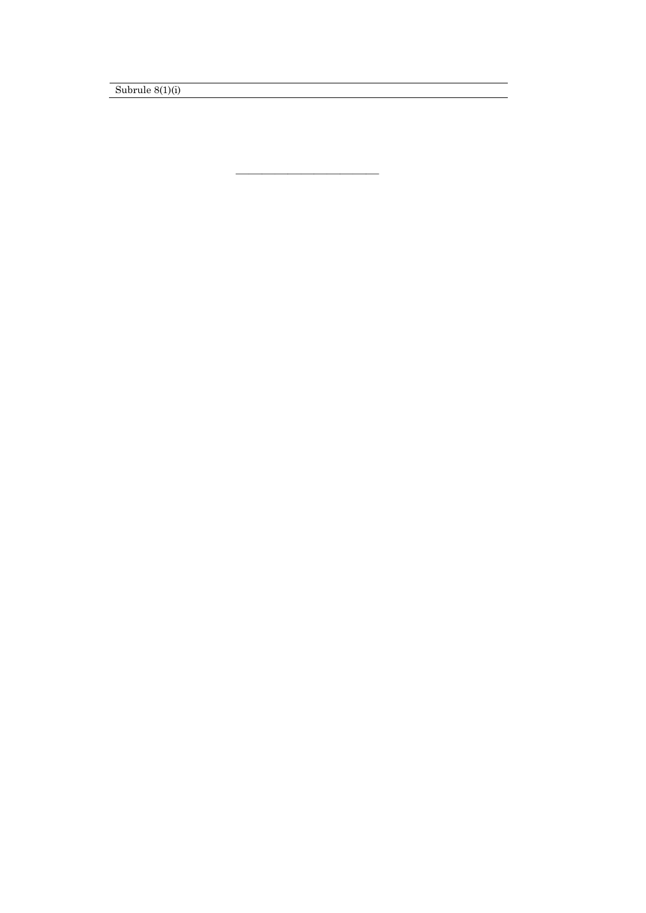Subrule 8(1)(i)

———————————————